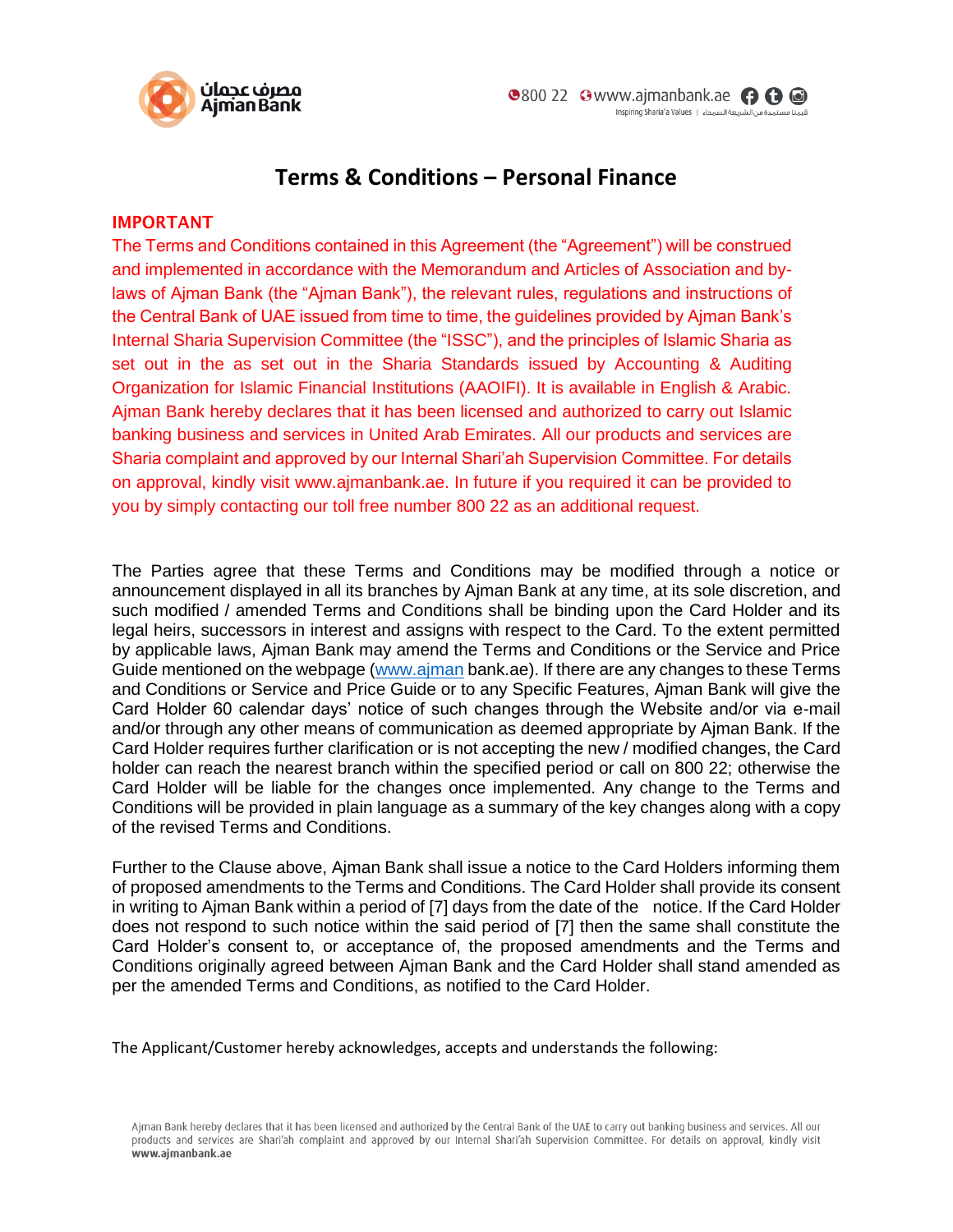# Terms & Conditions – Personal Finance

**IMPORTANT**

The Terms and Conditions contained in this Agreement (the "Agreement") will be construed and implemented in accordance with the Memorandum and Articles of Association and by-laws of Ajman Bank (the "Ajman Bank"), the relevant rules, regulations and instructions of the Central Bank of UAE issued from time to time, the guidelines provided by Ajman Bank's Internal Sharia Supervision Committee (the "ISSC"), and the principles of Islamic Sharia as set out in the as set out in the Sharia Standards issued by Accounting & Auditing Organization for Islamic Financial Institutions (AAOIFI). It is available in English & Arabic. Ajman Bank hereby declares that it has been licensed and authorized to carry out Islamic banking business and services in United Arab Emirates. All our products and services are Sharia complaint and approved by our Internal Shari'ah Supervision Committee. For details on approval, kindly visit www.ajmanbank.ae. In future if you required it can be provided to you by simply contacting our toll free number 800 22 as an additional request.

The Parties agree that these Terms and Conditions may be modified through a notice or announcement displayed in all its branches by Ajman Bank at any time, at its sole discretion, and such modified / amended Terms and Conditions shall be binding upon the Card Holder and its legal heirs, successors in interest and assigns with respect to the Card. To the extent permitted by applicable laws, Ajman Bank may amend the Terms and Conditions or the Service and Price Guide mentioned on the webpage (www.ajman bank.ae). If there are any changes to these Terms and Conditions or Service and Price Guide or to any Specific Features, Ajman Bank will give the Card Holder 60 calendar days' notice of such changes through the Website and/or via e-mail and/or through any other means of communication as deemed appropriate by Ajman Bank. If the Card Holder requires further clarification or is not accepting the new / modified changes, the Card holder can reach the nearest branch within the specified period or call on 800 22; otherwise the Card Holder will be liable for the changes once implemented. Any change to the Terms and Conditions will be provided in plain language as a summary of the key changes along with a copy of the revised Terms and Conditions.

Further to the Clause above, Ajman Bank shall issue a notice to the Card Holders informing them of proposed amendments to the Terms and Conditions. The Card Holder shall provide its consent in writing to Ajman Bank within a period of [7] days from the date of the notice. If the Card Holder does not respond to such notice within the said period of [7] then the same shall constitute the Card Holder's consent to, or acceptance of, the proposed amendments and the Terms and Conditions originally agreed between Ajman Bank and the Card Holder shall stand amended as per the amended Terms and Conditions, as notified to the Card Holder.

The Applicant/Customer hereby acknowledges, accepts and understands the following: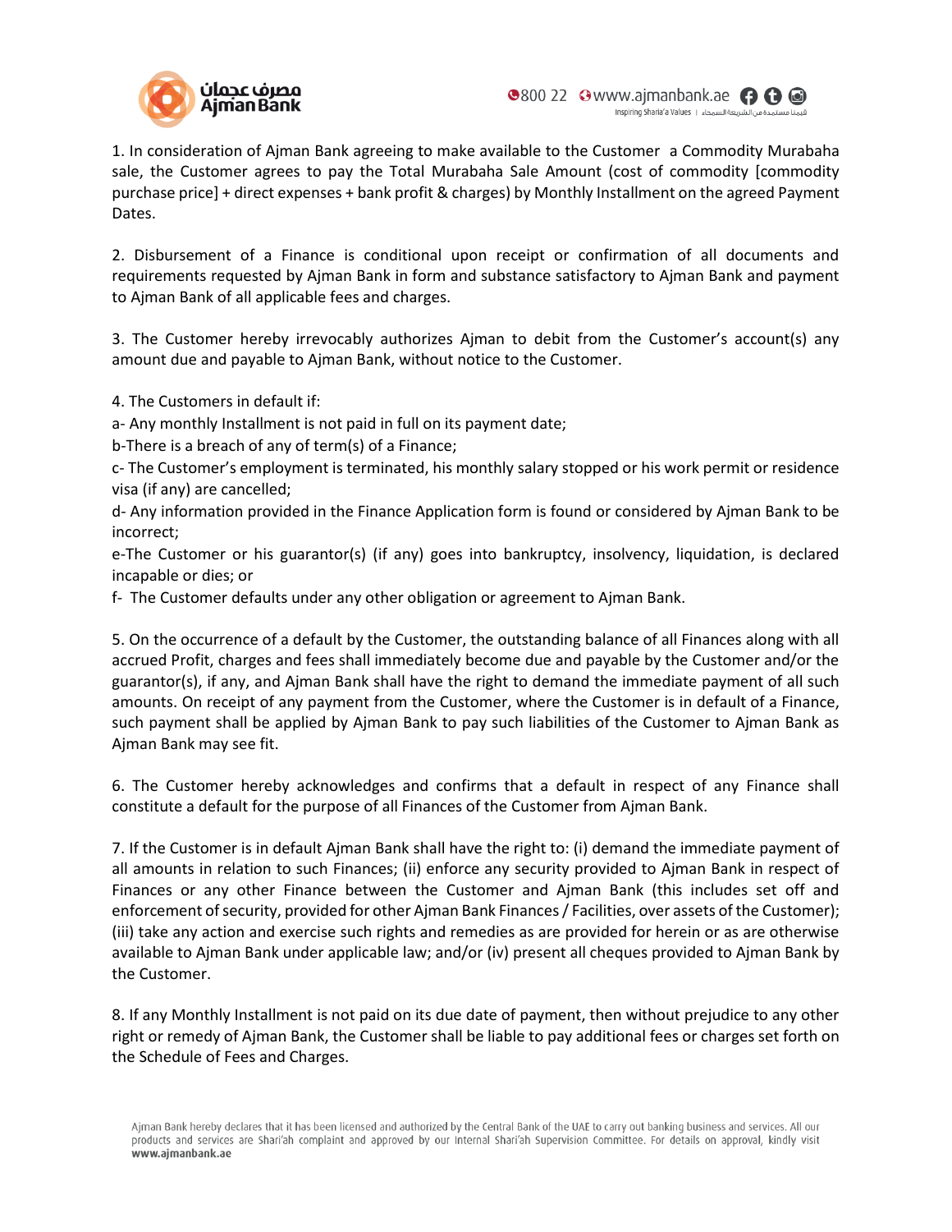1. In consideration of Ajman Bank agreeing to make available to the Customer a Commodity Murabaha sale, the Customer agrees to pay the Total Murabaha Sale Amount (cost of commodity [commodity purchase price] + direct expenses + bank profit & charges) by Monthly Installment on the agreed Payment Dates.

2. Disbursement of a Finance is conditional upon receipt or confirmation of all documents and requirements requested by Ajman Bank in form and substance satisfactory to Ajman Bank and payment to Ajman Bank of all applicable fees and charges.

3. The Customer hereby irrevocably authorizes Ajman to debit from the Customer's account(s) any amount due and payable to Ajman Bank, without notice to the Customer.

4. The Customers in default if:

a- Any monthly Installment is not paid in full on its payment date;

b-There is a breach of any of term(s) of a Finance;

c- The Customer's employment is terminated, his monthly salary stopped or his work permit or residence visa (if any) are cancelled;

d- Any information provided in the Finance Application form is found or considered by Ajman Bank to be incorrect;

e-The Customer or his guarantor(s) (if any) goes into bankruptcy, insolvency, liquidation, is declared incapable or dies; or

f- The Customer defaults under any other obligation or agreement to Ajman Bank.

5. On the occurrence of a default by the Customer, the outstanding balance of all Finances along with all accrued Profit, charges and fees shall immediately become due and payable by the Customer and/or the guarantor(s), if any, and Ajman Bank shall have the right to demand the immediate payment of all such amounts. On receipt of any payment from the Customer, where the Customer is in default of a Finance, such payment shall be applied by Ajman Bank to pay such liabilities of the Customer to Ajman Bank as Ajman Bank may see fit.

6. The Customer hereby acknowledges and confirms that a default in respect of any Finance shall constitute a default for the purpose of all Finances of the Customer from Ajman Bank.

7. If the Customer is in default Ajman Bank shall have the right to: (i) demand the immediate payment of all amounts in relation to such Finances; (ii) enforce any security provided to Ajman Bank in respect of Finances or any other Finance between the Customer and Ajman Bank (this includes set off and enforcement of security, provided for other Ajman Bank Finances / Facilities, over assets of the Customer); (iii) take any action and exercise such rights and remedies as are provided for herein or as are otherwise available to Ajman Bank under applicable law; and/or (iv) present all cheques provided to Ajman Bank by the Customer.

8. If any Monthly Installment is not paid on its due date of payment, then without prejudice to any other right or remedy of Ajman Bank, the Customer shall be liable to pay additional fees or charges set forth on the Schedule of Fees and Charges.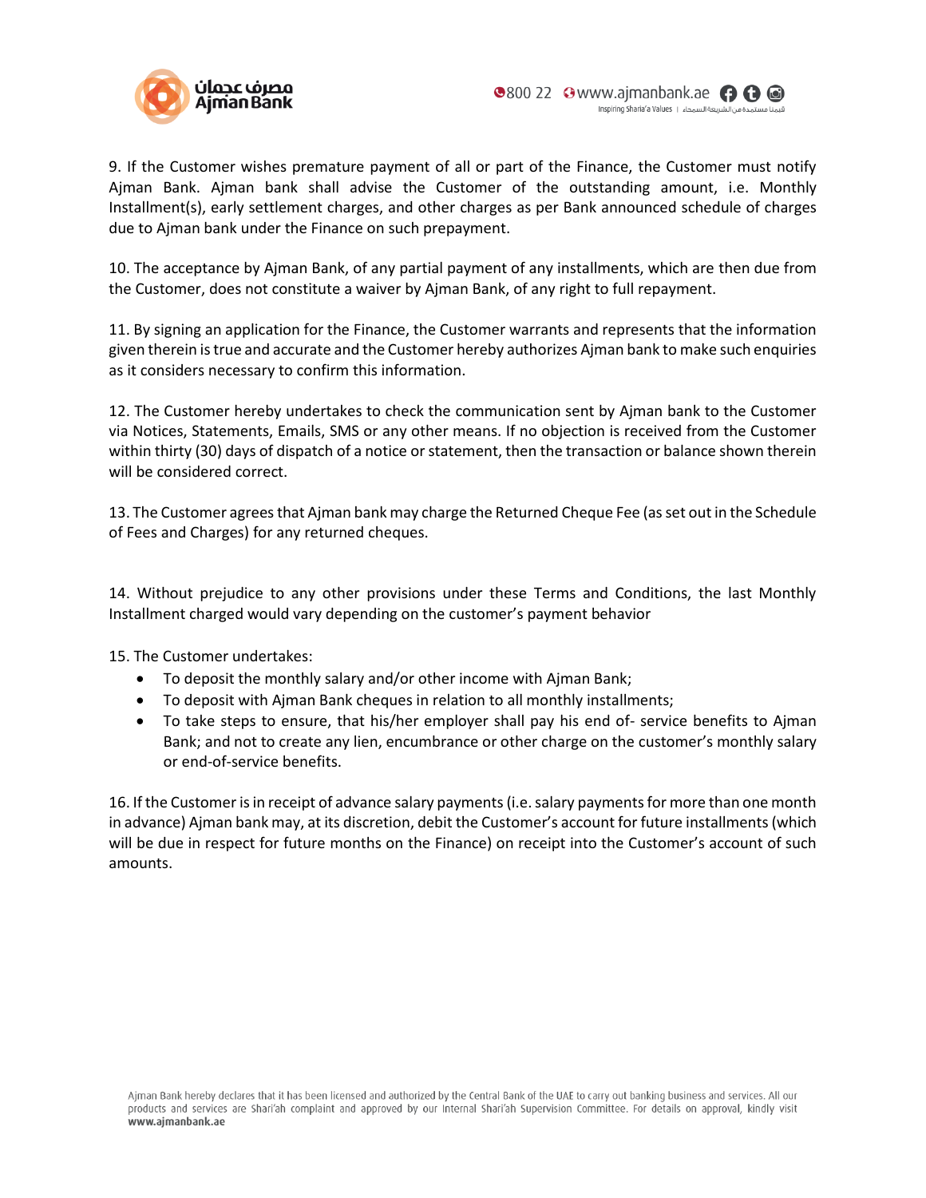9. If the Customer wishes premature payment of all or part of the Finance, the Customer must notify Ajman Bank. Ajman bank shall advise the Customer of the outstanding amount, i.e. Monthly Installment(s), early settlement charges, and other charges as per Bank announced schedule of charges due to Ajman bank under the Finance on such prepayment.

10. The acceptance by Ajman Bank, of any partial payment of any installments, which are then due from the Customer, does not constitute a waiver by Ajman Bank, of any right to full repayment.

11. By signing an application for the Finance, the Customer warrants and represents that the information given therein is true and accurate and the Customer hereby authorizes Ajman bank to make such enquiries as it considers necessary to confirm this information.

12. The Customer hereby undertakes to check the communication sent by Ajman bank to the Customer via Notices, Statements, Emails, SMS or any other means. If no objection is received from the Customer within thirty (30) days of dispatch of a notice or statement, then the transaction or balance shown therein will be considered correct.

13. The Customer agrees that Ajman bank may charge the Returned Cheque Fee (as set out in the Schedule of Fees and Charges) for any returned cheques.

14. Without prejudice to any other provisions under these Terms and Conditions, the last Monthly Installment charged would vary depending on the customer's payment behavior

15. The Customer undertakes:

- To deposit the monthly salary and/or other income with Ajman Bank;
- To deposit with Ajman Bank cheques in relation to all monthly installments;
- To take steps to ensure, that his/her employer shall pay his end of- service benefits to Ajman Bank; and not to create any lien, encumbrance or other charge on the customer's monthly salary or end-of-service benefits.

16. If the Customer is in receipt of advance salary payments (i.e. salary payments for more than one month in advance) Ajman bank may, at its discretion, debit the Customer's account for future installments (which will be due in respect for future months on the Finance) on receipt into the Customer's account of such amounts.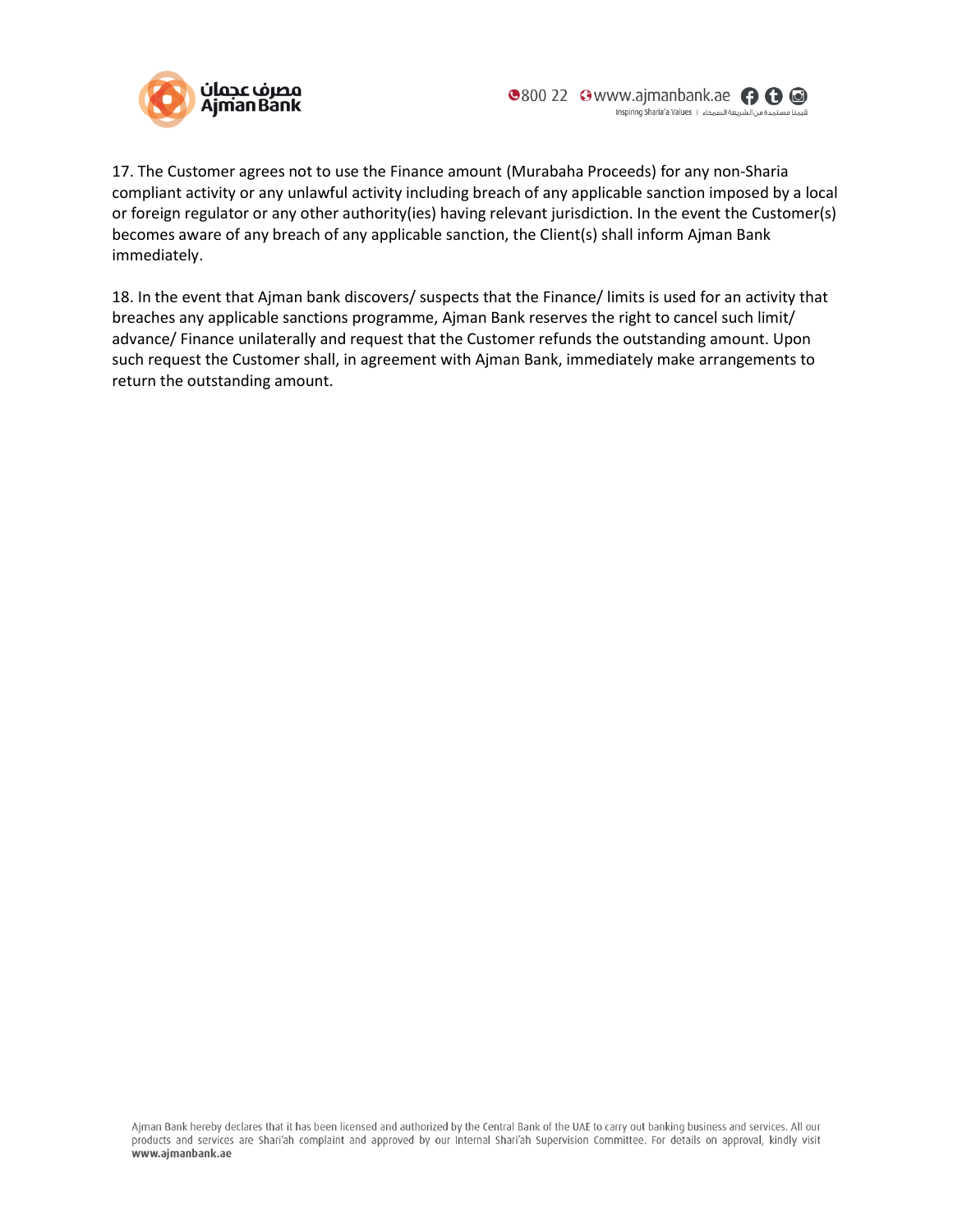17. The Customer agrees not to use the Finance amount (Murabaha Proceeds) for any non-Sharia compliant activity or any unlawful activity including breach of any applicable sanction imposed by a local or foreign regulator or any other authority(ies) having relevant jurisdiction. In the event the Customer(s) becomes aware of any breach of any applicable sanction, the Client(s) shall inform Ajman Bank immediately.

18. In the event that Ajman bank discovers/ suspects that the Finance/ limits is used for an activity that breaches any applicable sanctions programme, Ajman Bank reserves the right to cancel such limit/ advance/ Finance unilaterally and request that the Customer refunds the outstanding amount. Upon such request the Customer shall, in agreement with Ajman Bank, immediately make arrangements to return the outstanding amount.